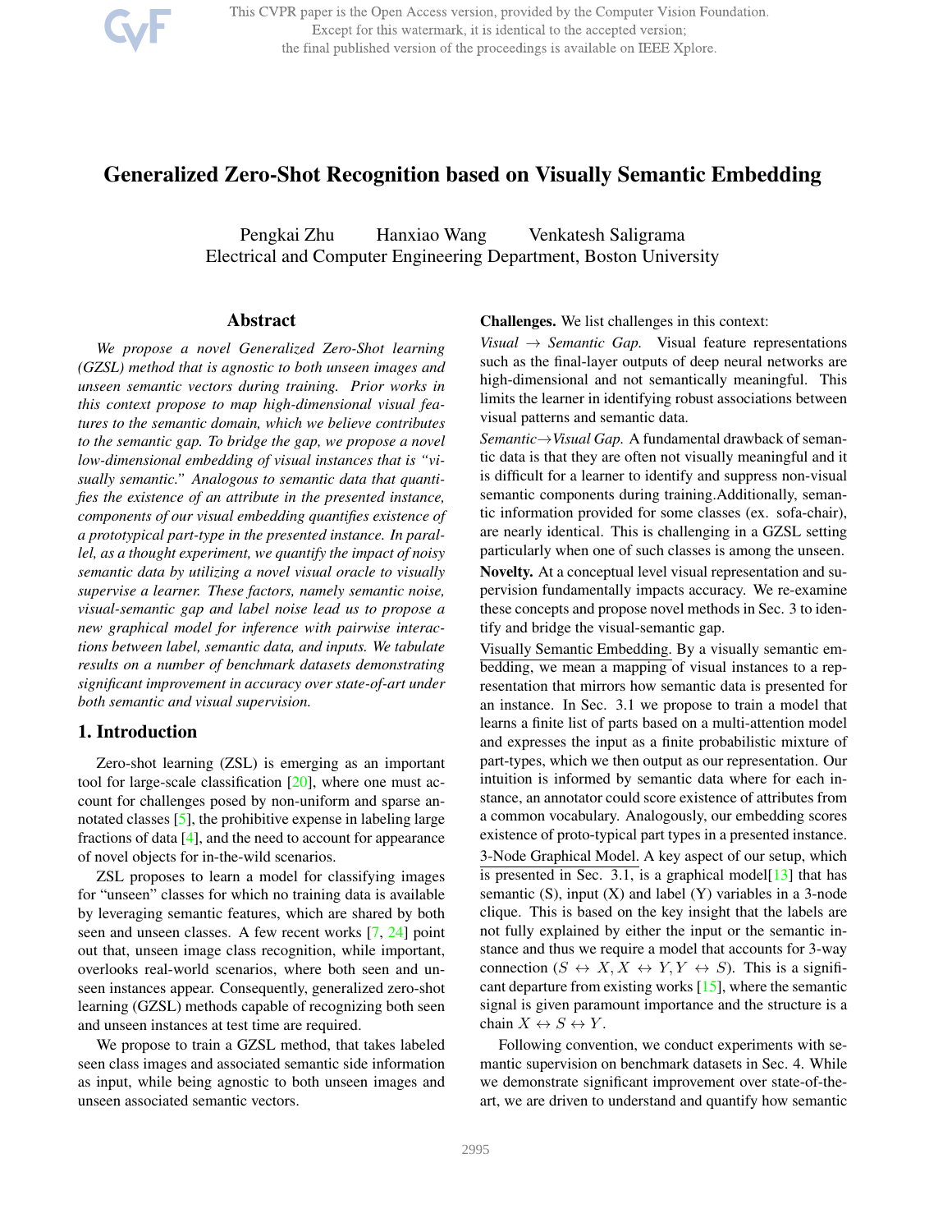# Generalized Zero-Shot Recognition based on Visually Semantic Embedding

Pengkai Zhu Hanxiao Wang Venkatesh Saligrama
Electrical and Computer Engineering Department, Boston University

## Abstract

*We propose a novel Generalized Zero-Shot learning (GZSL) method that is agnostic to both unseen images and unseen semantic vectors during training. Prior works in this context propose to map high-dimensional visual features to the semantic domain, which we believe contributes to the semantic gap. To bridge the gap, we propose a novel low-dimensional embedding of visual instances that is "visually semantic." Analogous to semantic data that quantifies the existence of an attribute in the presented instance, components of our visual embedding quantifies existence of a prototypical part-type in the presented instance. In parallel, as a thought experiment, we quantify the impact of noisy semantic data by utilizing a novel visual oracle to visually supervise a learner. These factors, namely semantic noise, visual-semantic gap and label noise lead us to propose a new graphical model for inference with pairwise interactions between label, semantic data, and inputs. We tabulate results on a number of benchmark datasets demonstrating significant improvement in accuracy over state-of-art under both semantic and visual supervision.*

## 1. Introduction

Zero-shot learning (ZSL) is emerging as an important tool for large-scale classification [20], where one must account for challenges posed by non-uniform and sparse annotated classes [5], the prohibitive expense in labeling large fractions of data [4], and the need to account for appearance of novel objects for in-the-wild scenarios.

ZSL proposes to learn a model for classifying images for "unseen" classes for which no training data is available by leveraging semantic features, which are shared by both seen and unseen classes. A few recent works [7, 24] point out that, unseen image class recognition, while important, overlooks real-world scenarios, where both seen and unseen instances appear. Consequently, generalized zero-shot learning (GZSL) methods capable of recognizing both seen and unseen instances at test time are required.

We propose to train a GZSL method, that takes labeled seen class images and associated semantic side information as input, while being agnostic to both unseen images and unseen associated semantic vectors.

**Challenges.** We list challenges in this context:

*Visual $\rightarrow$ Semantic Gap.* Visual feature representations such as the final-layer outputs of deep neural networks are high-dimensional and not semantically meaningful. This limits the learner in identifying robust associations between visual patterns and semantic data.

*Semantic$\rightarrow$Visual Gap.* A fundamental drawback of semantic data is that they are often not visually meaningful and it is difficult for a learner to identify and suppress non-visual semantic components during training.Additionally, semantic information provided for some classes (ex. sofa-chair), are nearly identical. This is challenging in a GZSL setting particularly when one of such classes is among the unseen.

**Novelty.** At a conceptual level visual representation and supervision fundamentally impacts accuracy. We re-examine these concepts and propose novel methods in Sec. 3 to identify and bridge the visual-semantic gap.

Visually Semantic Embedding. By a visually semantic embedding, we mean a mapping of visual instances to a representation that mirrors how semantic data is presented for an instance. In Sec. 3.1 we propose to train a model that learns a finite list of parts based on a multi-attention model and expresses the input as a finite probabilistic mixture of part-types, which we then output as our representation. Our intuition is informed by semantic data where for each instance, an annotator could score existence of attributes from a common vocabulary. Analogously, our embedding scores existence of proto-typical part types in a presented instance.

3-Node Graphical Model. A key aspect of our setup, which is presented in Sec. 3.1, is a graphical model[13] that has semantic (S), input (X) and label (Y) variables in a 3-node clique. This is based on the key insight that the labels are not fully explained by either the input or the semantic instance and thus we require a model that accounts for 3-way connection ($S \leftrightarrow X, X \leftrightarrow Y, Y \leftrightarrow S$). This is a significant departure from existing works [15], where the semantic signal is given paramount importance and the structure is a chain $X \leftrightarrow S \leftrightarrow Y$.

Following convention, we conduct experiments with semantic supervision on benchmark datasets in Sec. 4. While we demonstrate significant improvement over state-of-the-art, we are driven to understand and quantify how semantic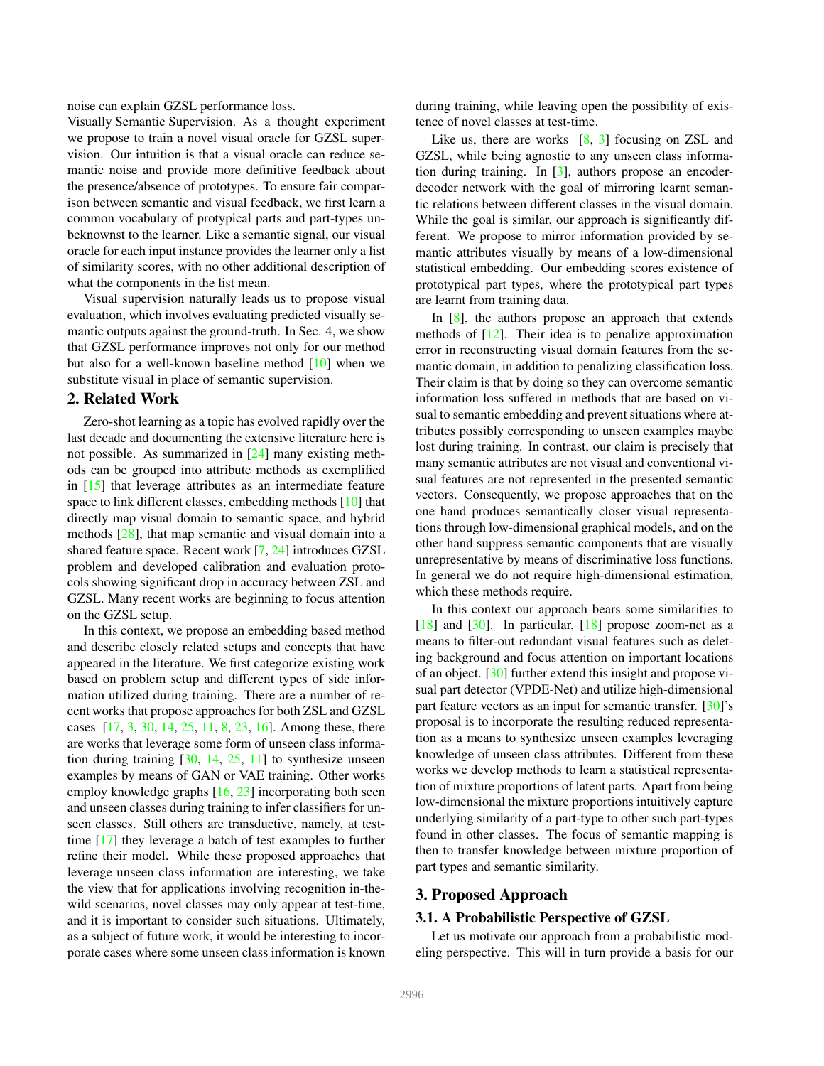noise can explain GZSL performance loss.

Visually Semantic Supervision. As a thought experiment we propose to train a novel visual oracle for GZSL supervision. Our intuition is that a visual oracle can reduce semantic noise and provide more definitive feedback about the presence/absence of prototypes. To ensure fair comparison between semantic and visual feedback, we first learn a common vocabulary of protypical parts and part-types unbeknownst to the learner. Like a semantic signal, our visual oracle for each input instance provides the learner only a list of similarity scores, with no other additional description of what the components in the list mean.

Visual supervision naturally leads us to propose visual evaluation, which involves evaluating predicted visually semantic outputs against the ground-truth. In Sec. 4, we show that GZSL performance improves not only for our method but also for a well-known baseline method [10] when we substitute visual in place of semantic supervision.

## 2. Related Work

Zero-shot learning as a topic has evolved rapidly over the last decade and documenting the extensive literature here is not possible. As summarized in [24] many existing methods can be grouped into attribute methods as exemplified in [15] that leverage attributes as an intermediate feature space to link different classes, embedding methods [10] that directly map visual domain to semantic space, and hybrid methods [28], that map semantic and visual domain into a shared feature space. Recent work [7, 24] introduces GZSL problem and developed calibration and evaluation protocols showing significant drop in accuracy between ZSL and GZSL. Many recent works are beginning to focus attention on the GZSL setup.

In this context, we propose an embedding based method and describe closely related setups and concepts that have appeared in the literature. We first categorize existing work based on problem setup and different types of side information utilized during training. There are a number of recent works that propose approaches for both ZSL and GZSL cases [17, 3, 30, 14, 25, 11, 8, 23, 16]. Among these, there are works that leverage some form of unseen class information during training [30, 14, 25, 11] to synthesize unseen examples by means of GAN or VAE training. Other works employ knowledge graphs [16, 23] incorporating both seen and unseen classes during training to infer classifiers for unseen classes. Still others are transductive, namely, at test-time [17] they leverage a batch of test examples to further refine their model. While these proposed approaches that leverage unseen class information are interesting, we take the view that for applications involving recognition in-the-wild scenarios, novel classes may only appear at test-time, and it is important to consider such situations. Ultimately, as a subject of future work, it would be interesting to incorporate cases where some unseen class information is known during training, while leaving open the possibility of existence of novel classes at test-time.

Like us, there are works [8, 3] focusing on ZSL and GZSL, while being agnostic to any unseen class information during training. In [3], authors propose an encoder-decoder network with the goal of mirroring learnt semantic relations between different classes in the visual domain. While the goal is similar, our approach is significantly different. We propose to mirror information provided by semantic attributes visually by means of a low-dimensional statistical embedding. Our embedding scores existence of prototypical part types, where the prototypical part types are learnt from training data.

In [8], the authors propose an approach that extends methods of [12]. Their idea is to penalize approximation error in reconstructing visual domain features from the semantic domain, in addition to penalizing classification loss. Their claim is that by doing so they can overcome semantic information loss suffered in methods that are based on visual to semantic embedding and prevent situations where attributes possibly corresponding to unseen examples maybe lost during training. In contrast, our claim is precisely that many semantic attributes are not visual and conventional visual features are not represented in the presented semantic vectors. Consequently, we propose approaches that on the one hand produces semantically closer visual representations through low-dimensional graphical models, and on the other hand suppress semantic components that are visually unrepresentative by means of discriminative loss functions. In general we do not require high-dimensional estimation, which these methods require.

In this context our approach bears some similarities to [18] and [30]. In particular, [18] propose zoom-net as a means to filter-out redundant visual features such as deleting background and focus attention on important locations of an object. [30] further extend this insight and propose visual part detector (VPDE-Net) and utilize high-dimensional part feature vectors as an input for semantic transfer. [30]'s proposal is to incorporate the resulting reduced representation as a means to synthesize unseen examples leveraging knowledge of unseen class attributes. Different from these works we develop methods to learn a statistical representation of mixture proportions of latent parts. Apart from being low-dimensional the mixture proportions intuitively capture underlying similarity of a part-type to other such part-types found in other classes. The focus of semantic mapping is then to transfer knowledge between mixture proportion of part types and semantic similarity.

## 3. Proposed Approach

### 3.1. A Probabilistic Perspective of GZSL

Let us motivate our approach from a probabilistic modeling perspective. This will in turn provide a basis for our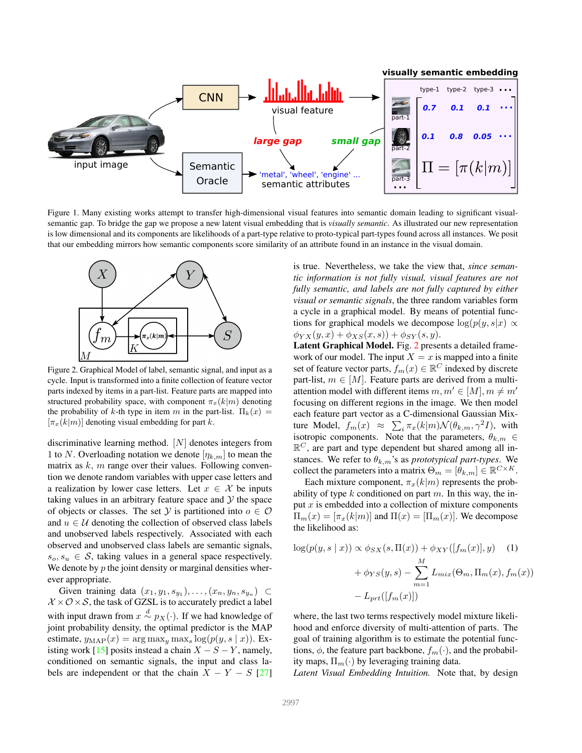Figure 1. Many existing works attempt to transfer high-dimensional visual features into semantic domain leading to significant visual-semantic gap. To bridge the gap we propose a new latent visual embedding that is *visually semantic*. As illustrated our new representation is low dimensional and its components are likelihoods of a part-type relative to proto-typical part-types found across all instances. We posit that our embedding mirrors how semantic components score similarity of an attribute found in an instance in the visual domain.

Figure 2. Graphical Model of label, semantic signal, and input as a cycle. Input is transformed into a finite collection of feature vector parts indexed by items in a part-list. Feature parts are mapped into structured probability space, with component $\pi_x(k|m)$ denoting the probability of $k$-th type in item $m$ in the part-list. $\Pi_k(x) = [\pi_x(k|m)]$ denoting visual embedding for part $k$.

discriminative learning method. $[N]$ denotes integers from 1 to $N$. Overloading notation we denote $[\eta_{k,m}]$ to mean the matrix as $k$, $m$ range over their values. Following convention we denote random variables with upper case letters and a realization by lower case letters. Let $x \in \mathcal{X}$ be inputs taking values in an arbitrary feature space and $\mathcal{Y}$ the space of objects or classes. The set $\mathcal{Y}$ is partitioned into $o \in \mathcal{O}$ and $u \in \mathcal{U}$ denoting the collection of observed class labels and unobserved labels respectively. Associated with each observed and unobserved class labels are semantic signals, $s_o, s_u \in \mathcal{S}$, taking values in a general space respectively. We denote by $p$ the joint density or marginal densities wherever appropriate.

Given training data $(x_1, y_1, s_{y_1}), \ldots, (x_n, y_n, s_{y_n}) \subset \mathcal{X} \times \mathcal{O} \times \mathcal{S}$, the task of GZSL is to accurately predict a label with input drawn from $x \overset{d}{\sim} p_X(\cdot)$. If we had knowledge of joint probability density, the optimal predictor is the MAP estimate, $y_{\text{MAP}}(x) = \arg\max_y \max_s \log(p(y, s \mid x))$. Existing work [15] posits instead a chain $X - S - Y$, namely, conditioned on semantic signals, the input and class labels are independent or that the chain $X - Y - S$ [27] is true. Nevertheless, we take the view that, *since semantic information is not fully visual, visual features are not fully semantic, and labels are not fully captured by either visual or semantic signals*, the three random variables form a cycle in a graphical model. By means of potential functions for graphical models we decompose $\log(p(y, s|x)) \propto \phi_{YX}(y, x) + \phi_{XS}(x, s)) + \phi_{SY}(s, y)$.

**Latent Graphical Model.** Fig. 2 presents a detailed framework of our model. The input $X = x$ is mapped into a finite set of feature vector parts, $f_m(x) \in \mathbb{R}^C$ indexed by discrete part-list, $m \in [M]$. Feature parts are derived from a multi-attention model with different items $m, m' \in [M], m \neq m'$ focusing on different regions in the image. We then model each feature part vector as a C-dimensional Gaussian Mixture Model, $f_m(x) \approx \sum_i \pi_x(k|m)\mathcal{N}(\theta_{k,m}, \gamma^2 I)$, with isotropic components. Note that the parameters, $\theta_{k,m} \in \mathbb{R}^C$, are part and type dependent but shared among all instances. We refer to $\theta_{k,m}$'s as *prototypical part-types*. We collect the parameters into a matrix $\Theta_m = [\theta_{k,m}] \in \mathbb{R}^{C \times K}$.

Each mixture component, $\pi_x(k|m)$ represents the probability of type $k$ conditioned on part $m$. In this way, the input $x$ is embedded into a collection of mixture components $\Pi_m(x) = [\pi_x(k|m)]$ and $\Pi(x) = [\Pi_m(x)]$. We decompose the likelihood as:

$$\log(p(y, s \mid x)) \propto \phi_{SX}(s, \Pi(x)) + \phi_{XY}([f_m(x)], y) \quad (1)$$
$$+ \phi_{YS}(y, s) - \sum_{m=1}^{M} L_{mix}(\Theta_m, \Pi_m(x), f_m(x))$$
$$- L_{prt}([f_m(x)])$$

where, the last two terms respectively model mixture likelihood and enforce diversity of multi-attention of parts. The goal of training algorithm is to estimate the potential functions, $\phi$, the feature part backbone, $f_m(\cdot)$, and the probability maps, $\Pi_m(\cdot)$ by leveraging training data.

*Latent Visual Embedding Intuition.* Note that, by design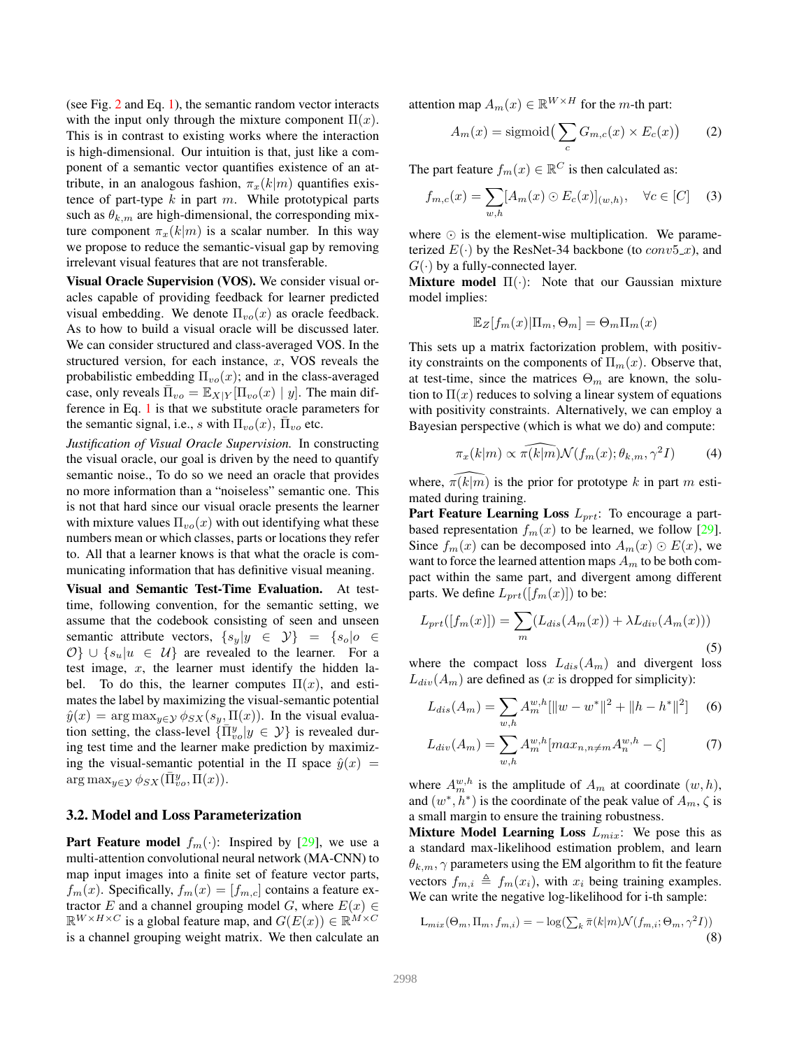(see Fig. 2 and Eq. 1), the semantic random vector interacts with the input only through the mixture component $\Pi(x)$. This is in contrast to existing works where the interaction is high-dimensional. Our intuition is that, just like a component of a semantic vector quantifies existence of an attribute, in an analogous fashion, $\pi_x(k|m)$ quantifies existence of part-type $k$ in part $m$. While prototypical parts such as $\theta_{k,m}$ are high-dimensional, the corresponding mixture component $\pi_x(k|m)$ is a scalar number. In this way we propose to reduce the semantic-visual gap by removing irrelevant visual features that are not transferable.

**Visual Oracle Supervision (VOS).** We consider visual oracles capable of providing feedback for learner predicted visual embedding. We denote $\Pi_{vo}(x)$ as oracle feedback. As to how to build a visual oracle will be discussed later. We can consider structured and class-averaged VOS. In the structured version, for each instance, $x$, VOS reveals the probabilistic embedding $\Pi_{vo}(x)$; and in the class-averaged case, only reveals $\bar{\Pi}_{vo} = \mathbb{E}_{X|Y}[\Pi_{vo}(x) \mid y]$. The main difference in Eq. 1 is that we substitute oracle parameters for the semantic signal, i.e., $s$ with $\Pi_{vo}(x)$, $\bar{\Pi}_{vo}$ etc.

*Justification of Visual Oracle Supervision.* In constructing the visual oracle, our goal is driven by the need to quantify semantic noise., To do so we need an oracle that provides no more information than a "noiseless" semantic one. This is not that hard since our visual oracle presents the learner with mixture values $\Pi_{vo}(x)$ with out identifying what these numbers mean or which classes, parts or locations they refer to. All that a learner knows is that what the oracle is communicating information that has definitive visual meaning.

**Visual and Semantic Test-Time Evaluation.** At test-time, following convention, for the semantic setting, we assume that the codebook consisting of seen and unseen semantic attribute vectors, $\{s_y|y \in \mathcal{Y}\} = \{s_o|o \in \mathcal{O}\} \cup \{s_u|u \in \mathcal{U}\}$ are revealed to the learner. For a test image, $x$, the learner must identify the hidden label. To do this, the learner computes $\Pi(x)$, and estimates the label by maximizing the visual-semantic potential $\hat{y}(x) = \arg\max_{y \in \mathcal{Y}} \phi_{SX}(s_y, \Pi(x))$. In the visual evaluation setting, the class-level $\{\bar{\Pi}^y_{vo}|y \in \mathcal{Y}\}$ is revealed during test time and the learner make prediction by maximizing the visual-semantic potential in the $\Pi$ space $\hat{y}(x) = \arg\max_{y \in \mathcal{Y}} \phi_{SX}(\bar{\Pi}^y_{vo}, \Pi(x))$.

### 3.2. Model and Loss Parameterization

**Part Feature model** $f_m(\cdot)$: Inspired by [29], we use a multi-attention convolutional neural network (MA-CNN) to map input images into a finite set of feature vector parts, $f_m(x)$. Specifically, $f_m(x) = [f_{m,c}]$ contains a feature extractor $E$ and a channel grouping model $G$, where $E(x) \in \mathbb{R}^{W \times H \times C}$ is a global feature map, and $G(E(x)) \in \mathbb{R}^{M \times C}$ is a channel grouping weight matrix. We then calculate an attention map $A_m(x) \in \mathbb{R}^{W \times H}$ for the $m$-th part:

$$A_m(x) = \text{sigmoid}\big(\sum_c G_{m,c}(x) \times E_c(x)\big) \tag{2}$$

The part feature $f_m(x) \in \mathbb{R}^C$ is then calculated as:

$$f_{m,c}(x) = \sum_{w,h} [A_m(x) \odot E_c(x)]_{(w,h)}, \quad \forall c \in [C] \tag{3}$$

where $\odot$ is the element-wise multiplication. We parameterized $E(\cdot)$ by the ResNet-34 backbone (to $conv5\_x$), and $G(\cdot)$ by a fully-connected layer.

**Mixture model** $\Pi(\cdot)$: Note that our Gaussian mixture model implies:

$$\mathbb{E}_Z[f_m(x)|\Pi_m, \Theta_m] = \Theta_m \Pi_m(x)$$

This sets up a matrix factorization problem, with positivity constraints on the components of $\Pi_m(x)$. Observe that, at test-time, since the matrices $\Theta_m$ are known, the solution to $\Pi(x)$ reduces to solving a linear system of equations with positivity constraints. Alternatively, we can employ a Bayesian perspective (which is what we do) and compute:

$$\pi_x(k|m) \propto \widehat{\pi(k|m)} \mathcal{N}(f_m(x); \theta_{k,m}, \gamma^2 I) \tag{4}$$

where, $\widehat{\pi(k|m)}$ is the prior for prototype $k$ in part $m$ estimated during training.

**Part Feature Learning Loss** $L_{prt}$: To encourage a part-based representation $f_m(x)$ to be learned, we follow [29]. Since $f_m(x)$ can be decomposed into $A_m(x) \odot E(x)$, we want to force the learned attention maps $A_m$ to be both compact within the same part, and divergent among different parts. We define $L_{prt}([f_m(x)])$ to be:

$$L_{prt}([f_m(x)]) = \sum_m (L_{dis}(A_m(x)) + \lambda L_{div}(A_m(x))) \tag{5}$$

where the compact loss $L_{dis}(A_m)$ and divergent loss $L_{div}(A_m)$ are defined as ($x$ is dropped for simplicity):

$$L_{dis}(A_m) = \sum_{w,h} A_m^{w,h} [\|w - w^*\|^2 + \|h - h^*\|^2] \tag{6}$$

$$L_{div}(A_m) = \sum_{w,h} A_m^{w,h} [max_{n,n \neq m} A_n^{w,h} - \zeta] \tag{7}$$

where $A_m^{w,h}$ is the amplitude of $A_m$ at coordinate $(w, h)$, and $(w^*, h^*)$ is the coordinate of the peak value of $A_m$, $\zeta$ is a small margin to ensure the training robustness.

**Mixture Model Learning Loss** $L_{mix}$: We pose this as a standard max-likelihood estimation problem, and learn $\theta_{k,m}, \gamma$ parameters using the EM algorithm to fit the feature vectors $f_{m,i} \triangleq f_m(x_i)$, with $x_i$ being training examples. We can write the negative log-likelihood for i-th sample:

$$\mathrm{L}_{mix}(\Theta_m, \Pi_m, f_{m,i}) = -\log(\textstyle\sum_k \bar{\pi}(k|m) \mathcal{N}(f_{m,i}; \Theta_m, \gamma^2 I)) \tag{8}$$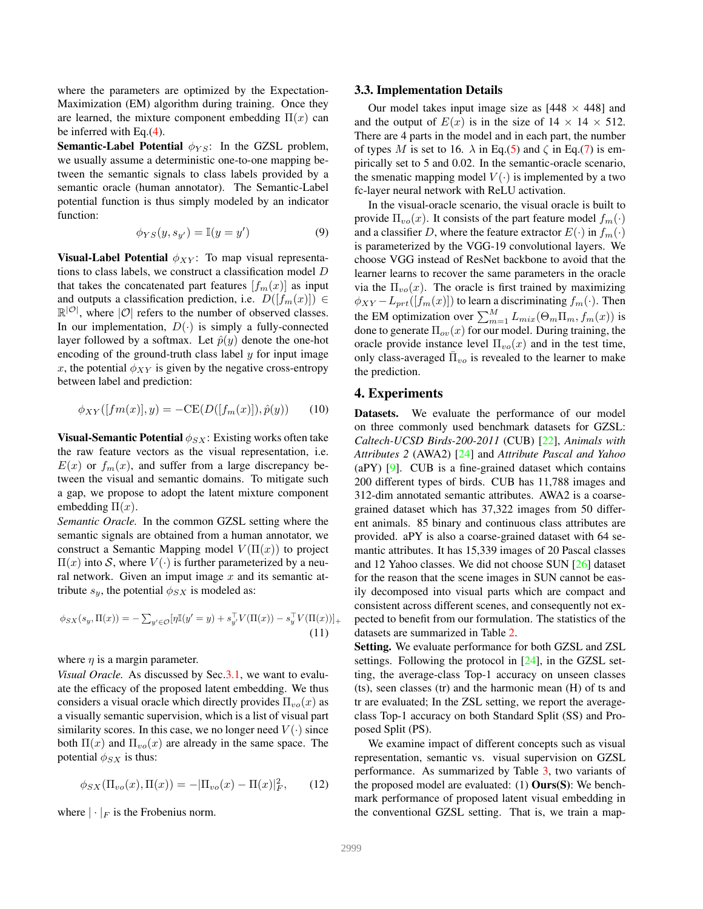where the parameters are optimized by the Expectation-Maximization (EM) algorithm during training. Once they are learned, the mixture component embedding $\Pi(x)$ can be inferred with Eq.(4).

**Semantic-Label Potential** $\phi_{YS}$: In the GZSL problem, we usually assume a deterministic one-to-one mapping between the semantic signals to class labels provided by a semantic oracle (human annotator). The Semantic-Label potential function is thus simply modeled by an indicator function:

$$\phi_{YS}(y, s_{y'}) = \mathbb{I}(y = y') \tag{9}$$

**Visual-Label Potential** $\phi_{XY}$: To map visual representations to class labels, we construct a classification model $D$ that takes the concatenated part features $[f_m(x)]$ as input and outputs a classification prediction, i.e. $D([f_m(x)]) \in \mathbb{R}^{|\mathcal{O}|}$, where $|\mathcal{O}|$ refers to the number of observed classes. In our implementation, $D(\cdot)$ is simply a fully-connected layer followed by a softmax. Let $\hat{p}(y)$ denote the one-hot encoding of the ground-truth class label $y$ for input image $x$, the potential $\phi_{XY}$ is given by the negative cross-entropy between label and prediction:

$$\phi_{XY}([fm(x)], y) = -\text{CE}(D([f_m(x)]), \hat{p}(y)) \tag{10}$$

**Visual-Semantic Potential** $\phi_{SX}$: Existing works often take the raw feature vectors as the visual representation, i.e. $E(x)$ or $f_m(x)$, and suffer from a large discrepancy between the visual and semantic domains. To mitigate such a gap, we propose to adopt the latent mixture component embedding $\Pi(x)$.

*Semantic Oracle.* In the common GZSL setting where the semantic signals are obtained from a human annotator, we construct a Semantic Mapping model $V(\Pi(x))$ to project $\Pi(x)$ into $\mathcal{S}$, where $V(\cdot)$ is further parameterized by a neural network. Given an imput image $x$ and its semantic attribute $s_y$, the potential $\phi_{SX}$ is modeled as:

$$\phi_{SX}(s_y, \Pi(x)) = -\textstyle\sum_{y' \in \mathcal{O}}[\eta \mathbb{I}(y' = y) + s_{y'}^{\top} V(\Pi(x)) - s_y^{\top} V(\Pi(x))]_{+} \tag{11}$$

where $\eta$ is a margin parameter.

*Visual Oracle.* As discussed by Sec.3.1, we want to evaluate the efficacy of the proposed latent embedding. We thus considers a visual oracle which directly provides $\Pi_{vo}(x)$ as a visually semantic supervision, which is a list of visual part similarity scores. In this case, we no longer need $V(\cdot)$ since both $\Pi(x)$ and $\Pi_{vo}(x)$ are already in the same space. The potential $\phi_{SX}$ is thus:

$$\phi_{SX}(\Pi_{vo}(x), \Pi(x)) = -|\Pi_{vo}(x) - \Pi(x)|_F^2, \tag{12}$$

where $|\cdot|_F$ is the Frobenius norm.

### 3.3. Implementation Details

Our model takes input image size as [448 $\times$ 448] and and the output of $E(x)$ is in the size of 14 $\times$ 14 $\times$ 512. There are 4 parts in the model and in each part, the number of types $M$ is set to 16. $\lambda$ in Eq.(5) and $\zeta$ in Eq.(7) is empirically set to 5 and 0.02. In the semantic-oracle scenario, the smenatic mapping model $V(\cdot)$ is implemented by a two fc-layer neural network with ReLU activation.

In the visual-oracle scenario, the visual oracle is built to provide $\Pi_{vo}(x)$. It consists of the part feature model $f_m(\cdot)$ and a classifier $D$, where the feature extractor $E(\cdot)$ in $f_m(\cdot)$ is parameterized by the VGG-19 convolutional layers. We choose VGG instead of ResNet backbone to avoid that the learner learns to recover the same parameters in the oracle via the $\Pi_{vo}(x)$. The oracle is first trained by maximizing $\phi_{XY} - L_{prt}([f_m(x)])$ to learn a discriminating $f_m(\cdot)$. Then the EM optimization over $\sum_{m=1}^{M} L_{mix}(\Theta_m \Pi_m, f_m(x))$ is done to generate $\Pi_{ov}(x)$ for our model. During training, the oracle provide instance level $\Pi_{vo}(x)$ and in the test time, only class-averaged $\bar{\Pi}_{vo}$ is revealed to the learner to make the prediction.

## 4. Experiments

**Datasets.** We evaluate the performance of our model on three commonly used benchmark datasets for GZSL: *Caltech-UCSD Birds-200-2011* (CUB) [22], *Animals with Attributes 2* (AWA2) [24] and *Attribute Pascal and Yahoo* (aPY) [9]. CUB is a fine-grained dataset which contains 200 different types of birds. CUB has 11,788 images and 312-dim annotated semantic attributes. AWA2 is a coarse-grained dataset which has 37,322 images from 50 different animals. 85 binary and continuous class attributes are provided. aPY is also a coarse-grained dataset with 64 semantic attributes. It has 15,339 images of 20 Pascal classes and 12 Yahoo classes. We did not choose SUN [26] dataset for the reason that the scene images in SUN cannot be easily decomposed into visual parts which are compact and consistent across different scenes, and consequently not expected to benefit from our formulation. The statistics of the datasets are summarized in Table 2.

**Setting.** We evaluate performance for both GZSL and ZSL settings. Following the protocol in [24], in the GZSL setting, the average-class Top-1 accuracy on unseen classes (ts), seen classes (tr) and the harmonic mean (H) of ts and tr are evaluated; In the ZSL setting, we report the average-class Top-1 accuracy on both Standard Split (SS) and Proposed Split (PS).

We examine impact of different concepts such as visual representation, semantic vs. visual supervision on GZSL performance. As summarized by Table 3, two variants of the proposed model are evaluated: (1) **Ours(S)**: We benchmark performance of proposed latent visual embedding in the conventional GZSL setting. That is, we train a map-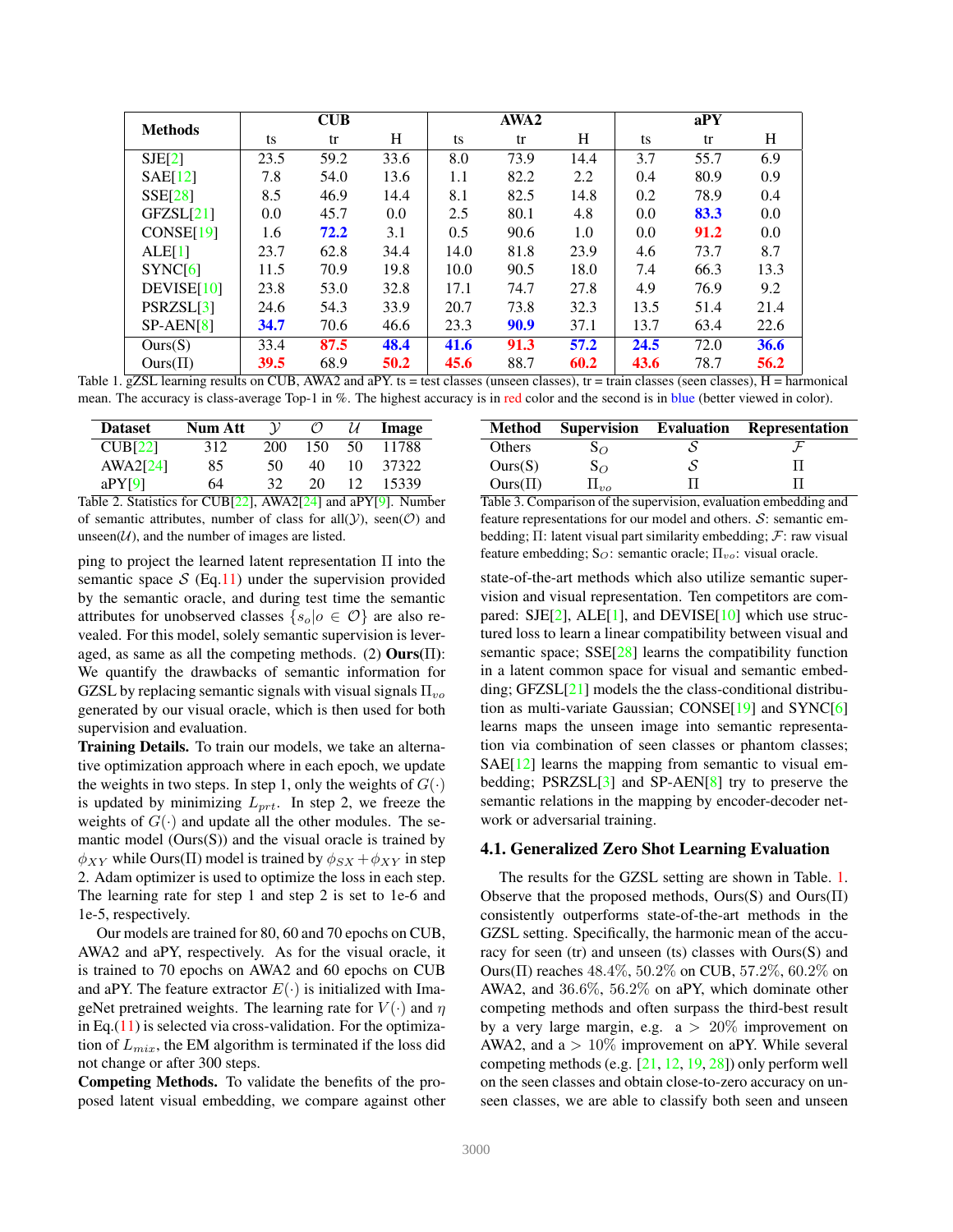| Methods | CUB | | | AWA2 | | | aPY | | |
|---|---|---|---|---|---|---|---|---|---|
| | ts | tr | H | ts | tr | H | ts | tr | H |
| SJE[2] | 23.5 | 59.2 | 33.6 | 8.0 | 73.9 | 14.4 | 3.7 | 55.7 | 6.9 |
| SAE[12] | 7.8 | 54.0 | 13.6 | 1.1 | 82.2 | 2.2 | 0.4 | 80.9 | 0.9 |
| SSE[28] | 8.5 | 46.9 | 14.4 | 8.1 | 82.5 | 14.8 | 0.2 | 78.9 | 0.4 |
| GFZSL[21] | 0.0 | 45.7 | 0.0 | 2.5 | 80.1 | 4.8 | 0.0 | **83.3** | 0.0 |
| CONSE[19] | 1.6 | **72.2** | 3.1 | 0.5 | 90.6 | 1.0 | 0.0 | **91.2** | 0.0 |
| ALE[1] | 23.7 | 62.8 | 34.4 | 14.0 | 81.8 | 23.9 | 4.6 | 73.7 | 8.7 |
| SYNC[6] | 11.5 | 70.9 | 19.8 | 10.0 | 90.5 | 18.0 | 7.4 | 66.3 | 13.3 |
| DEVISE[10] | 23.8 | 53.0 | 32.8 | 17.1 | 74.7 | 27.8 | 4.9 | 76.9 | 9.2 |
| PSRZSL[3] | 24.6 | 54.3 | 33.9 | 20.7 | 73.8 | 32.3 | 13.5 | 51.4 | 21.4 |
| SP-AEN[8] | **34.7** | 70.6 | 46.6 | 23.3 | **90.9** | 37.1 | 13.7 | 63.4 | 22.6 |
| Ours(S) | 33.4 | **87.5** | **48.4** | **41.6** | **91.3** | **57.2** | **24.5** | 72.0 | **36.6** |
| Ours(Π) | **39.5** | 68.9 | **50.2** | **45.6** | 88.7 | **60.2** | **43.6** | 78.7 | **56.2** |

Table 1. gZSL learning results on CUB, AWA2 and aPY. ts = test classes (unseen classes), tr = train classes (seen classes), H = harmonical mean. The accuracy is class-average Top-1 in %. The highest accuracy is in red color and the second is in blue (better viewed in color).

| Dataset | Num Att | $\mathcal{Y}$ | $\mathcal{O}$ | $\mathcal{U}$ | Image |
|---|---|---|---|---|---|
| CUB[22] | 312 | 200 | 150 | 50 | 11788 |
| AWA2[24] | 85 | 50 | 40 | 10 | 37322 |
| aPY[9] | 64 | 32 | 20 | 12 | 15339 |

Table 2. Statistics for CUB[22], AWA2[24] and aPY[9]. Number of semantic attributes, number of class for all($\mathcal{Y}$), seen($\mathcal{O}$) and unseen($\mathcal{U}$), and the number of images are listed.

| Method | Supervision | Evaluation | Representation |
|---|---|---|---|
| Others | $\mathrm{S}_O$ | $\mathcal{S}$ | $\mathcal{F}$ |
| Ours(S) | $\mathrm{S}_O$ | $\mathcal{S}$ | $\Pi$ |
| Ours(Π) | $\Pi_{vo}$ | $\Pi$ | $\Pi$ |

Table 3. Comparison of the supervision, evaluation embedding and feature representations for our model and others. $\mathcal{S}$: semantic embedding; $\Pi$: latent visual part similarity embedding; $\mathcal{F}$: raw visual feature embedding; $\mathrm{S}_O$: semantic oracle; $\Pi_{vo}$: visual oracle.

ping to project the learned latent representation $\Pi$ into the semantic space $\mathcal{S}$ (Eq.11) under the supervision provided by the semantic oracle, and during test time the semantic attributes for unobserved classes $\{s_o | o \in \mathcal{O}\}$ are also revealed. For this model, solely semantic supervision is leveraged, as same as all the competing methods. (2) **Ours(Π)**: We quantify the drawbacks of semantic information for GZSL by replacing semantic signals with visual signals $\Pi_{vo}$ generated by our visual oracle, which is then used for both supervision and evaluation.

**Training Details.** To train our models, we take an alternative optimization approach where in each epoch, we update the weights in two steps. In step 1, only the weights of $G(\cdot)$ is updated by minimizing $L_{prt}$. In step 2, we freeze the weights of $G(\cdot)$ and update all the other modules. The semantic model (Ours(S)) and the visual oracle is trained by $\phi_{XY}$ while Ours(Π) model is trained by $\phi_{SX} + \phi_{XY}$ in step 2. Adam optimizer is used to optimize the loss in each step. The learning rate for step 1 and step 2 is set to 1e-6 and 1e-5, respectively.

Our models are trained for 80, 60 and 70 epochs on CUB, AWA2 and aPY, respectively. As for the visual oracle, it is trained to 70 epochs on AWA2 and 60 epochs on CUB and aPY. The feature extractor $E(\cdot)$ is initialized with ImageNet pretrained weights. The learning rate for $V(\cdot)$ and $\eta$ in Eq.(11) is selected via cross-validation. For the optimization of $L_{mix}$, the EM algorithm is terminated if the loss did not change or after 300 steps.

**Competing Methods.** To validate the benefits of the proposed latent visual embedding, we compare against other state-of-the-art methods which also utilize semantic supervision and visual representation. Ten competitors are compared: SJE[2], ALE[1], and DEVISE[10] which use structured loss to learn a linear compatibility between visual and semantic space; SSE[28] learns the compatibility function in a latent common space for visual and semantic embedding; GFZSL[21] models the the class-conditional distribution as multi-variate Gaussian; CONSE[19] and SYNC[6] learns maps the unseen image into semantic representation via combination of seen classes or phantom classes; SAE[12] learns the mapping from semantic to visual embedding; PSRZSL[3] and SP-AEN[8] try to preserve the semantic relations in the mapping by encoder-decoder network or adversarial training.

### 4.1. Generalized Zero Shot Learning Evaluation

The results for the GZSL setting are shown in Table. 1. Observe that the proposed methods, Ours(S) and Ours(Π) consistently outperforms state-of-the-art methods in the GZSL setting. Specifically, the harmonic mean of the accuracy for seen (tr) and unseen (ts) classes with Ours(S) and Ours(Π) reaches 48.4%, 50.2% on CUB, 57.2%, 60.2% on AWA2, and 36.6%, 56.2% on aPY, which dominate other competing methods and often surpass the third-best result by a very large margin, e.g. a > 20% improvement on AWA2, and a > 10% improvement on aPY. While several competing methods (e.g. [21, 12, 19, 28]) only perform well on the seen classes and obtain close-to-zero accuracy on unseen classes, we are able to classify both seen and unseen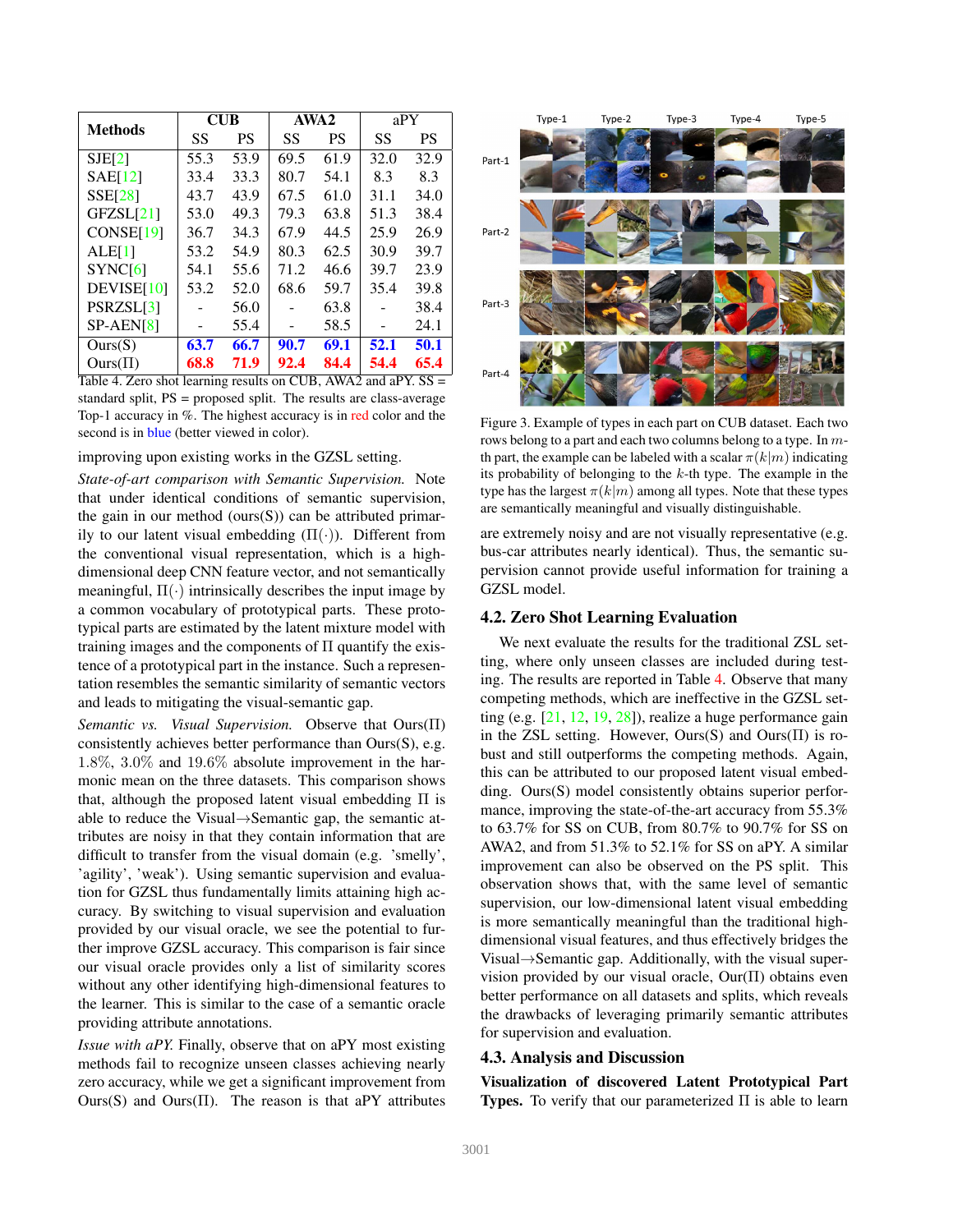| Methods | CUB | | AWA2 | | aPY | |
|---|---|---|---|---|---|---|
| | SS | PS | SS | PS | SS | PS |
| SJE[2] | 55.3 | 53.9 | 69.5 | 61.9 | 32.0 | 32.9 |
| SAE[12] | 33.4 | 33.3 | 80.7 | 54.1 | 8.3 | 8.3 |
| SSE[28] | 43.7 | 43.9 | 67.5 | 61.0 | 31.1 | 34.0 |
| GFZSL[21] | 53.0 | 49.3 | 79.3 | 63.8 | 51.3 | 38.4 |
| CONSE[19] | 36.7 | 34.3 | 67.9 | 44.5 | 25.9 | 26.9 |
| ALE[1] | 53.2 | 54.9 | 80.3 | 62.5 | 30.9 | 39.7 |
| SYNC[6] | 54.1 | 55.6 | 71.2 | 46.6 | 39.7 | 23.9 |
| DEVISE[10] | 53.2 | 52.0 | 68.6 | 59.7 | 35.4 | 39.8 |
| PSRZSL[3] | - | 56.0 | - | 63.8 | - | 38.4 |
| SP-AEN[8] | - | 55.4 | - | 58.5 | - | 24.1 |
| Ours(S) | 63.7 | 66.7 | 90.7 | 69.1 | 52.1 | 50.1 |
| Ours(Π) | 68.8 | 71.9 | 92.4 | 84.4 | 54.4 | 65.4 |

Table 4. Zero shot learning results on CUB, AWA2 and aPY. SS = standard split, PS = proposed split. The results are class-average Top-1 accuracy in %. The highest accuracy is in red color and the second is in blue (better viewed in color).

improving upon existing works in the GZSL setting.

*State-of-art comparison with Semantic Supervision.* Note that under identical conditions of semantic supervision, the gain in our method (ours(S)) can be attributed primarily to our latent visual embedding ($\Pi(\cdot)$). Different from the conventional visual representation, which is a high-dimensional deep CNN feature vector, and not semantically meaningful, $\Pi(\cdot)$ intrinsically describes the input image by a common vocabulary of prototypical parts. These prototypical parts are estimated by the latent mixture model with training images and the components of $\Pi$ quantify the existence of a prototypical part in the instance. Such a representation resembles the semantic similarity of semantic vectors and leads to mitigating the visual-semantic gap.

*Semantic vs. Visual Supervision.* Observe that Ours($\Pi$) consistently achieves better performance than Ours(S), e.g. $1.8\%$, $3.0\%$ and $19.6\%$ absolute improvement in the harmonic mean on the three datasets. This comparison shows that, although the proposed latent visual embedding $\Pi$ is able to reduce the Visual$\rightarrow$Semantic gap, the semantic attributes are noisy in that they contain information that are difficult to transfer from the visual domain (e.g. 'smelly', 'agility', 'weak'). Using semantic supervision and evaluation for GZSL thus fundamentally limits attaining high accuracy. By switching to visual supervision and evaluation provided by our visual oracle, we see the potential to further improve GZSL accuracy. This comparison is fair since our visual oracle provides only a list of similarity scores without any other identifying high-dimensional features to the learner. This is similar to the case of a semantic oracle providing attribute annotations.

*Issue with aPY.* Finally, observe that on aPY most existing methods fail to recognize unseen classes achieving nearly zero accuracy, while we get a significant improvement from Ours(S) and Ours($\Pi$). The reason is that aPY attributes are extremely noisy and are not visually representative (e.g. bus-car attributes nearly identical). Thus, the semantic supervision cannot provide useful information for training a GZSL model.

Figure 3. Example of types in each part on CUB dataset. Each two rows belong to a part and each two columns belong to a type. In $m$-th part, the example can be labeled with a scalar $\pi(k|m)$ indicating its probability of belonging to the $k$-th type. The example in the type has the largest $\pi(k|m)$ among all types. Note that these types are semantically meaningful and visually distinguishable.

## 4.2. Zero Shot Learning Evaluation

We next evaluate the results for the traditional ZSL setting, where only unseen classes are included during testing. The results are reported in Table 4. Observe that many competing methods, which are ineffective in the GZSL setting (e.g. [21, 12, 19, 28]), realize a huge performance gain in the ZSL setting. However, Ours(S) and Ours($\Pi$) is robust and still outperforms the competing methods. Again, this can be attributed to our proposed latent visual embedding. Ours(S) model consistently obtains superior performance, improving the state-of-the-art accuracy from 55.3% to 63.7% for SS on CUB, from 80.7% to 90.7% for SS on AWA2, and from 51.3% to 52.1% for SS on aPY. A similar improvement can also be observed on the PS split. This observation shows that, with the same level of semantic supervision, our low-dimensional latent visual embedding is more semantically meaningful than the traditional high-dimensional visual features, and thus effectively bridges the Visual$\rightarrow$Semantic gap. Additionally, with the visual supervision provided by our visual oracle, Our($\Pi$) obtains even better performance on all datasets and splits, which reveals the drawbacks of leveraging primarily semantic attributes for supervision and evaluation.

## 4.3. Analysis and Discussion

**Visualization of discovered Latent Prototypical Part Types.** To verify that our parameterized $\Pi$ is able to learn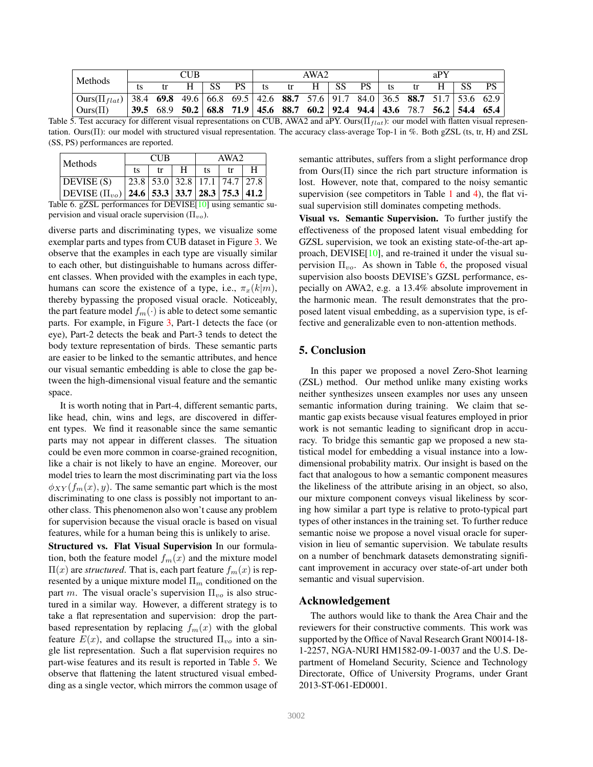| Methods | CUB | | | | | AWA2 | | | | | aPY | | | | |
|---|---|---|---|---|---|---|---|---|---|---|---|---|---|---|---|
| | ts | tr | H | SS | PS | ts | tr | H | SS | PS | ts | tr | H | SS | PS |
| Ours($\Pi_{flat}$) | 38.4 | **69.8** | 49.6 | 66.8 | 69.5 | 42.6 | **88.7** | 57.6 | 91.7 | 84.0 | 36.5 | **88.7** | 51.7 | 53.6 | 62.9 |
| Ours($\Pi$) | **39.5** | 68.9 | **50.2** | **68.8** | **71.9** | **45.6** | **88.7** | **60.2** | **92.4** | **94.4** | **43.6** | 78.7 | **56.2** | **54.4** | **65.4** |

Table 5. Test accuracy for different visual representations on CUB, AWA2 and aPY. Ours($\Pi_{flat}$): our model with flatten visual representation. Ours($\Pi$): our model with structured visual representation. The accuracy class-average Top-1 in %. Both gZSL (ts, tr, H) and ZSL (SS, PS) performances are reported.

| Methods | CUB | | | AWA2 | | |
|---|---|---|---|---|---|---|
| | ts | tr | H | ts | tr | H |
| DEVISE (S) | 23.8 | 53.0 | 32.8 | 17.1 | 74.7 | 27.8 |
| DEVISE ($\Pi_{vo}$) | **24.6** | **53.3** | **33.7** | **28.3** | **75.3** | **41.2** |

Table 6. gZSL performances for DEVISE[10] using semantic supervision and visual oracle supervision ($\Pi_{vo}$).

diverse parts and discriminating types, we visualize some exemplar parts and types from CUB dataset in Figure 3. We observe that the examples in each type are visually similar to each other, but distinguishable to humans across different classes. When provided with the examples in each type, humans can score the existence of a type, i.e., $\pi_x(k|m)$, thereby bypassing the proposed visual oracle. Noticeably, the part feature model $f_m(\cdot)$ is able to detect some semantic parts. For example, in Figure 3, Part-1 detects the face (or eye), Part-2 detects the beak and Part-3 tends to detect the body texture representation of birds. These semantic parts are easier to be linked to the semantic attributes, and hence our visual semantic embedding is able to close the gap between the high-dimensional visual feature and the semantic space.

It is worth noting that in Part-4, different semantic parts, like head, chin, wins and legs, are discovered in different types. We find it reasonable since the same semantic parts may not appear in different classes. The situation could be even more common in coarse-grained recognition, like a chair is not likely to have an engine. Moreover, our model tries to learn the most discriminating part via the loss $\phi_{XY}(f_m(x), y)$. The same semantic part which is the most discriminating to one class is possibly not important to another class. This phenomenon also won't cause any problem for supervision because the visual oracle is based on visual features, while for a human being this is unlikely to arise.

**Structured vs. Flat Visual Supervision** In our formulation, both the feature model $f_m(x)$ and the mixture model $\Pi(x)$ are *structured*. That is, each part feature $f_m(x)$ is represented by a unique mixture model $\Pi_m$ conditioned on the part $m$. The visual oracle's supervision $\Pi_{vo}$ is also structured in a similar way. However, a different strategy is to take a flat representation and supervision: drop the part-based representation by replacing $f_m(x)$ with the global feature $E(x)$, and collapse the structured $\Pi_{vo}$ into a single list representation. Such a flat supervision requires no part-wise features and its result is reported in Table 5. We observe that flattening the latent structured visual embedding as a single vector, which mirrors the common usage of semantic attributes, suffers from a slight performance drop from Ours($\Pi$) since the rich part structure information is lost. However, note that, compared to the noisy semantic supervision (see competitors in Table 1 and 4), the flat visual supervision still dominates competing methods.

**Visual vs. Semantic Supervision.** To further justify the effectiveness of the proposed latent visual embedding for GZSL supervision, we took an existing state-of-the-art approach, DEVISE[10], and re-trained it under the visual supervision $\Pi_{vo}$. As shown in Table 6, the proposed visual supervision also boosts DEVISE's GZSL performance, especially on AWA2, e.g. a 13.4% absolute improvement in the harmonic mean. The result demonstrates that the proposed latent visual embedding, as a supervision type, is effective and generalizable even to non-attention methods.

## 5. Conclusion

In this paper we proposed a novel Zero-Shot learning (ZSL) method. Our method unlike many existing works neither synthesizes unseen examples nor uses any unseen semantic information during training. We claim that semantic gap exists because visual features employed in prior work is not semantic leading to significant drop in accuracy. To bridge this semantic gap we proposed a new statistical model for embedding a visual instance into a low-dimensional probability matrix. Our insight is based on the fact that analogous to how a semantic component measures the likeliness of the attribute arising in an object, so also, our mixture component conveys visual likeliness by scoring how similar a part type is relative to proto-typical part types of other instances in the training set. To further reduce semantic noise we propose a novel visual oracle for supervision in lieu of semantic supervision. We tabulate results on a number of benchmark datasets demonstrating significant improvement in accuracy over state-of-art under both semantic and visual supervision.

## Acknowledgement

The authors would like to thank the Area Chair and the reviewers for their constructive comments. This work was supported by the Office of Naval Research Grant N0014-18-1-2257, NGA-NURI HM1582-09-1-0037 and the U.S. Department of Homeland Security, Science and Technology Directorate, Office of University Programs, under Grant 2013-ST-061-ED0001.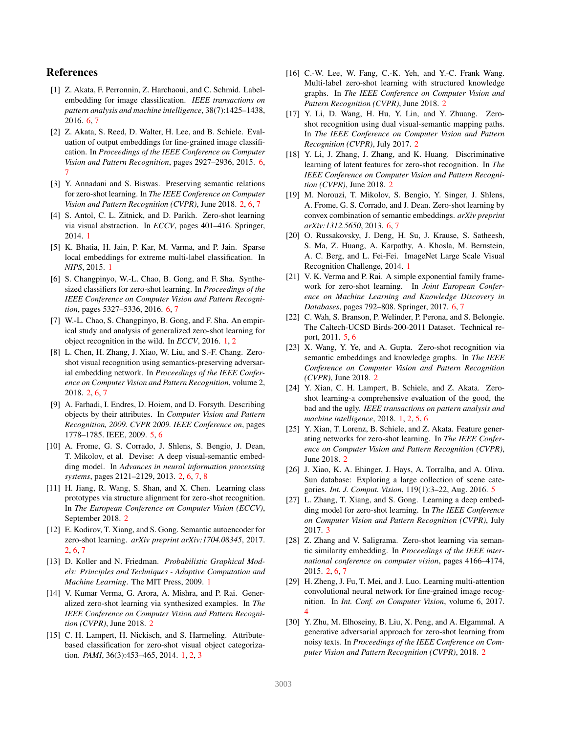## References

[1] Z. Akata, F. Perronnin, Z. Harchaoui, and C. Schmid. Label-embedding for image classification. *IEEE transactions on pattern analysis and machine intelligence*, 38(7):1425–1438, 2016. 6, 7

[2] Z. Akata, S. Reed, D. Walter, H. Lee, and B. Schiele. Evaluation of output embeddings for fine-grained image classification. In *Proceedings of the IEEE Conference on Computer Vision and Pattern Recognition*, pages 2927–2936, 2015. 6, 7

[3] Y. Annadani and S. Biswas. Preserving semantic relations for zero-shot learning. In *The IEEE Conference on Computer Vision and Pattern Recognition (CVPR)*, June 2018. 2, 6, 7

[4] S. Antol, C. L. Zitnick, and D. Parikh. Zero-shot learning via visual abstraction. In *ECCV*, pages 401–416. Springer, 2014. 1

[5] K. Bhatia, H. Jain, P. Kar, M. Varma, and P. Jain. Sparse local embeddings for extreme multi-label classification. In *NIPS*, 2015. 1

[6] S. Changpinyo, W.-L. Chao, B. Gong, and F. Sha. Synthesized classifiers for zero-shot learning. In *Proceedings of the IEEE Conference on Computer Vision and Pattern Recognition*, pages 5327–5336, 2016. 6, 7

[7] W.-L. Chao, S. Changpinyo, B. Gong, and F. Sha. An empirical study and analysis of generalized zero-shot learning for object recognition in the wild. In *ECCV*, 2016. 1, 2

[8] L. Chen, H. Zhang, J. Xiao, W. Liu, and S.-F. Chang. Zero-shot visual recognition using semantics-preserving adversarial embedding network. In *Proceedings of the IEEE Conference on Computer Vision and Pattern Recognition*, volume 2, 2018. 2, 6, 7

[9] A. Farhadi, I. Endres, D. Hoiem, and D. Forsyth. Describing objects by their attributes. In *Computer Vision and Pattern Recognition, 2009. CVPR 2009. IEEE Conference on*, pages 1778–1785. IEEE, 2009. 5, 6

[10] A. Frome, G. S. Corrado, J. Shlens, S. Bengio, J. Dean, T. Mikolov, et al. Devise: A deep visual-semantic embedding model. In *Advances in neural information processing systems*, pages 2121–2129, 2013. 2, 6, 7, 8

[11] H. Jiang, R. Wang, S. Shan, and X. Chen. Learning class prototypes via structure alignment for zero-shot recognition. In *The European Conference on Computer Vision (ECCV)*, September 2018. 2

[12] E. Kodirov, T. Xiang, and S. Gong. Semantic autoencoder for zero-shot learning. *arXiv preprint arXiv:1704.08345*, 2017. 2, 6, 7

[13] D. Koller and N. Friedman. *Probabilistic Graphical Models: Principles and Techniques - Adaptive Computation and Machine Learning*. The MIT Press, 2009. 1

[14] V. Kumar Verma, G. Arora, A. Mishra, and P. Rai. Generalized zero-shot learning via synthesized examples. In *The IEEE Conference on Computer Vision and Pattern Recognition (CVPR)*, June 2018. 2

[15] C. H. Lampert, H. Nickisch, and S. Harmeling. Attribute-based classification for zero-shot visual object categorization. *PAMI*, 36(3):453–465, 2014. 1, 2, 3

[16] C.-W. Lee, W. Fang, C.-K. Yeh, and Y.-C. Frank Wang. Multi-label zero-shot learning with structured knowledge graphs. In *The IEEE Conference on Computer Vision and Pattern Recognition (CVPR)*, June 2018. 2

[17] Y. Li, D. Wang, H. Hu, Y. Lin, and Y. Zhuang. Zero-shot recognition using dual visual-semantic mapping paths. In *The IEEE Conference on Computer Vision and Pattern Recognition (CVPR)*, July 2017. 2

[18] Y. Li, J. Zhang, J. Zhang, and K. Huang. Discriminative learning of latent features for zero-shot recognition. In *The IEEE Conference on Computer Vision and Pattern Recognition (CVPR)*, June 2018. 2

[19] M. Norouzi, T. Mikolov, S. Bengio, Y. Singer, J. Shlens, A. Frome, G. S. Corrado, and J. Dean. Zero-shot learning by convex combination of semantic embeddings. *arXiv preprint arXiv:1312.5650*, 2013. 6, 7

[20] O. Russakovsky, J. Deng, H. Su, J. Krause, S. Satheesh, S. Ma, Z. Huang, A. Karpathy, A. Khosla, M. Bernstein, A. C. Berg, and L. Fei-Fei. ImageNet Large Scale Visual Recognition Challenge, 2014. 1

[21] V. K. Verma and P. Rai. A simple exponential family framework for zero-shot learning. In *Joint European Conference on Machine Learning and Knowledge Discovery in Databases*, pages 792–808. Springer, 2017. 6, 7

[22] C. Wah, S. Branson, P. Welinder, P. Perona, and S. Belongie. The Caltech-UCSD Birds-200-2011 Dataset. Technical report, 2011. 5, 6

[23] X. Wang, Y. Ye, and A. Gupta. Zero-shot recognition via semantic embeddings and knowledge graphs. In *The IEEE Conference on Computer Vision and Pattern Recognition (CVPR)*, June 2018. 2

[24] Y. Xian, C. H. Lampert, B. Schiele, and Z. Akata. Zero-shot learning-a comprehensive evaluation of the good, the bad and the ugly. *IEEE transactions on pattern analysis and machine intelligence*, 2018. 1, 2, 5, 6

[25] Y. Xian, T. Lorenz, B. Schiele, and Z. Akata. Feature generating networks for zero-shot learning. In *The IEEE Conference on Computer Vision and Pattern Recognition (CVPR)*, June 2018. 2

[26] J. Xiao, K. A. Ehinger, J. Hays, A. Torralba, and A. Oliva. Sun database: Exploring a large collection of scene categories. *Int. J. Comput. Vision*, 119(1):3–22, Aug. 2016. 5

[27] L. Zhang, T. Xiang, and S. Gong. Learning a deep embedding model for zero-shot learning. In *The IEEE Conference on Computer Vision and Pattern Recognition (CVPR)*, July 2017. 3

[28] Z. Zhang and V. Saligrama. Zero-shot learning via semantic similarity embedding. In *Proceedings of the IEEE international conference on computer vision*, pages 4166–4174, 2015. 2, 6, 7

[29] H. Zheng, J. Fu, T. Mei, and J. Luo. Learning multi-attention convolutional neural network for fine-grained image recognition. In *Int. Conf. on Computer Vision*, volume 6, 2017. 4

[30] Y. Zhu, M. Elhoseiny, B. Liu, X. Peng, and A. Elgammal. A generative adversarial approach for zero-shot learning from noisy texts. In *Proceedings of the IEEE Conference on Computer Vision and Pattern Recognition (CVPR)*, 2018. 2